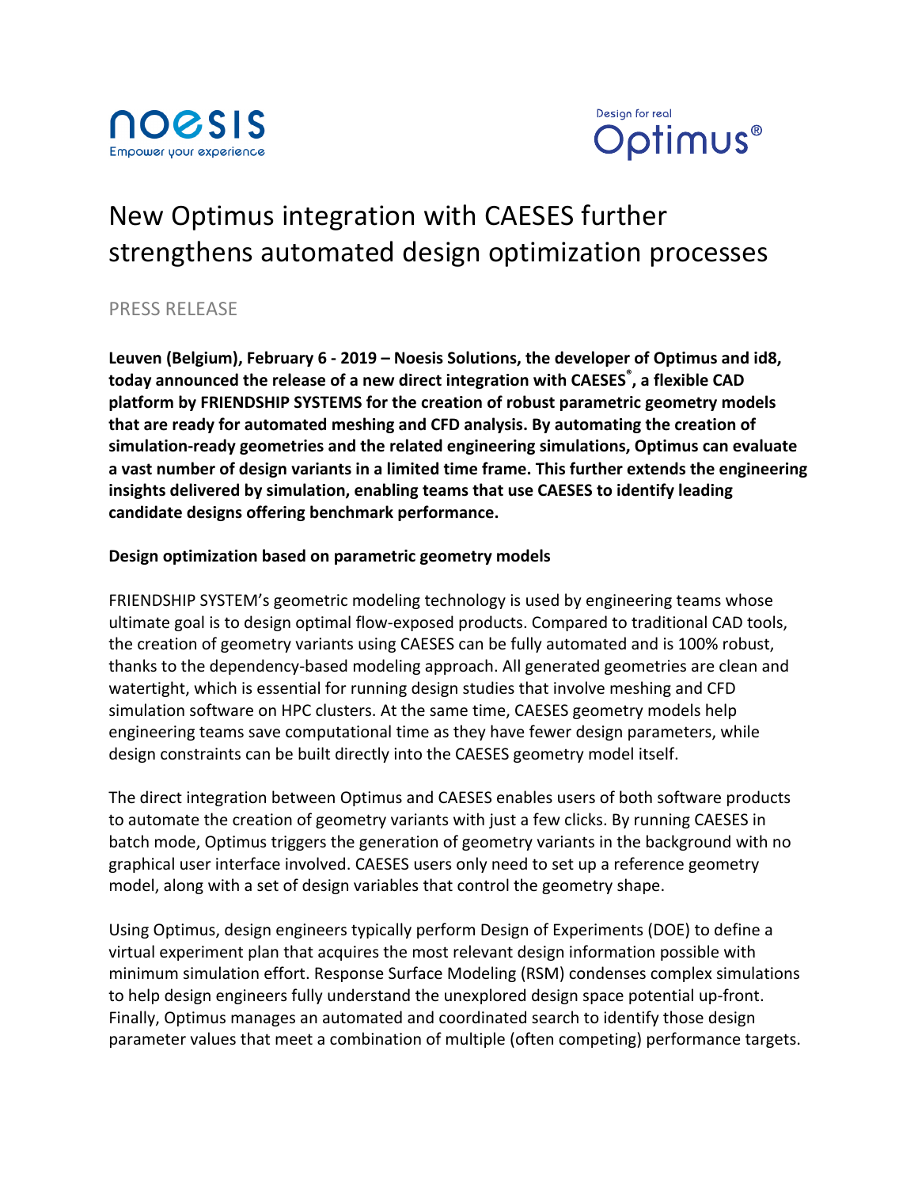noesis
Empower your experience

Design for real
Optimus®

# New Optimus integration with CAESES further strengthens automated design optimization processes

PRESS RELEASE

**Leuven (Belgium), February 6 - 2019 – Noesis Solutions, the developer of Optimus and id8, today announced the release of a new direct integration with CAESES®, a flexible CAD platform by FRIENDSHIP SYSTEMS for the creation of robust parametric geometry models that are ready for automated meshing and CFD analysis. By automating the creation of simulation-ready geometries and the related engineering simulations, Optimus can evaluate a vast number of design variants in a limited time frame. This further extends the engineering insights delivered by simulation, enabling teams that use CAESES to identify leading candidate designs offering benchmark performance.**

**Design optimization based on parametric geometry models**

FRIENDSHIP SYSTEM's geometric modeling technology is used by engineering teams whose ultimate goal is to design optimal flow-exposed products. Compared to traditional CAD tools, the creation of geometry variants using CAESES can be fully automated and is 100% robust, thanks to the dependency-based modeling approach. All generated geometries are clean and watertight, which is essential for running design studies that involve meshing and CFD simulation software on HPC clusters. At the same time, CAESES geometry models help engineering teams save computational time as they have fewer design parameters, while design constraints can be built directly into the CAESES geometry model itself.

The direct integration between Optimus and CAESES enables users of both software products to automate the creation of geometry variants with just a few clicks. By running CAESES in batch mode, Optimus triggers the generation of geometry variants in the background with no graphical user interface involved. CAESES users only need to set up a reference geometry model, along with a set of design variables that control the geometry shape.

Using Optimus, design engineers typically perform Design of Experiments (DOE) to define a virtual experiment plan that acquires the most relevant design information possible with minimum simulation effort. Response Surface Modeling (RSM) condenses complex simulations to help design engineers fully understand the unexplored design space potential up-front. Finally, Optimus manages an automated and coordinated search to identify those design parameter values that meet a combination of multiple (often competing) performance targets.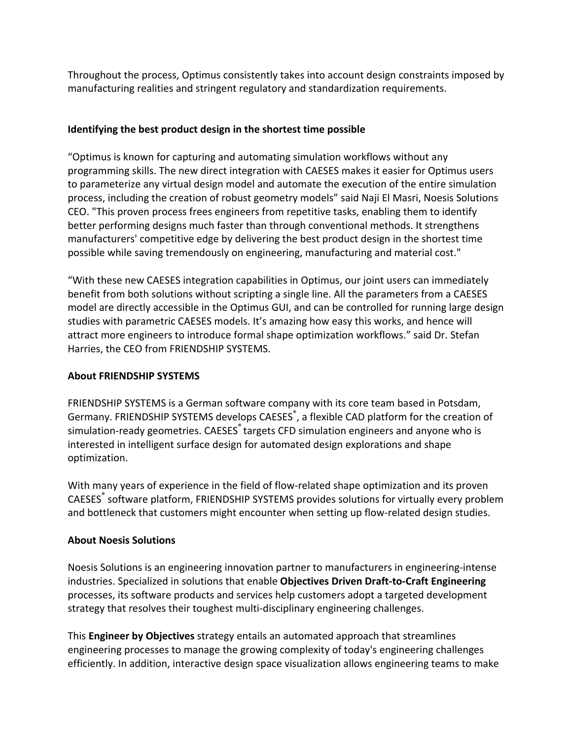Throughout the process, Optimus consistently takes into account design constraints imposed by manufacturing realities and stringent regulatory and standardization requirements.

**Identifying the best product design in the shortest time possible**

“Optimus is known for capturing and automating simulation workflows without any programming skills. The new direct integration with CAESES makes it easier for Optimus users to parameterize any virtual design model and automate the execution of the entire simulation process, including the creation of robust geometry models” said Naji El Masri, Noesis Solutions CEO. "This proven process frees engineers from repetitive tasks, enabling them to identify better performing designs much faster than through conventional methods. It strengthens manufacturers' competitive edge by delivering the best product design in the shortest time possible while saving tremendously on engineering, manufacturing and material cost."

“With these new CAESES integration capabilities in Optimus, our joint users can immediately benefit from both solutions without scripting a single line. All the parameters from a CAESES model are directly accessible in the Optimus GUI, and can be controlled for running large design studies with parametric CAESES models. It’s amazing how easy this works, and hence will attract more engineers to introduce formal shape optimization workflows.” said Dr. Stefan Harries, the CEO from FRIENDSHIP SYSTEMS.

**About FRIENDSHIP SYSTEMS**

FRIENDSHIP SYSTEMS is a German software company with its core team based in Potsdam, Germany. FRIENDSHIP SYSTEMS develops CAESES®, a flexible CAD platform for the creation of simulation-ready geometries. CAESES® targets CFD simulation engineers and anyone who is interested in intelligent surface design for automated design explorations and shape optimization.

With many years of experience in the field of flow-related shape optimization and its proven CAESES® software platform, FRIENDSHIP SYSTEMS provides solutions for virtually every problem and bottleneck that customers might encounter when setting up flow-related design studies.

**About Noesis Solutions**

Noesis Solutions is an engineering innovation partner to manufacturers in engineering-intense industries. Specialized in solutions that enable **Objectives Driven Draft-to-Craft Engineering** processes, its software products and services help customers adopt a targeted development strategy that resolves their toughest multi-disciplinary engineering challenges.

This **Engineer by Objectives** strategy entails an automated approach that streamlines engineering processes to manage the growing complexity of today's engineering challenges efficiently. In addition, interactive design space visualization allows engineering teams to make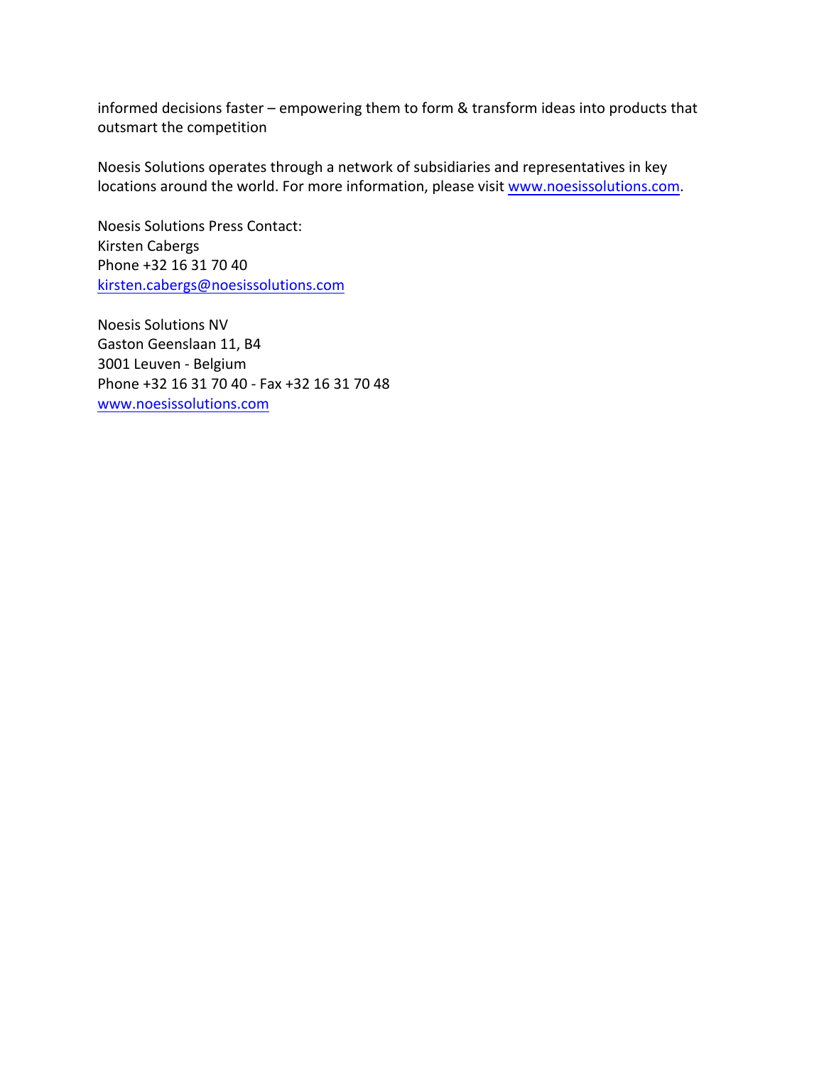informed decisions faster – empowering them to form & transform ideas into products that outsmart the competition

Noesis Solutions operates through a network of subsidiaries and representatives in key locations around the world. For more information, please visit [www.noesissolutions.com](http://www.noesissolutions.com).

Noesis Solutions Press Contact:
Kirsten Cabergs
Phone +32 16 31 70 40
[kirsten.cabergs@noesissolutions.com](mailto:kirsten.cabergs@noesissolutions.com)

Noesis Solutions NV
Gaston Geenslaan 11, B4
3001 Leuven - Belgium
Phone +32 16 31 70 40 - Fax +32 16 31 70 48
[www.noesissolutions.com](http://www.noesissolutions.com)